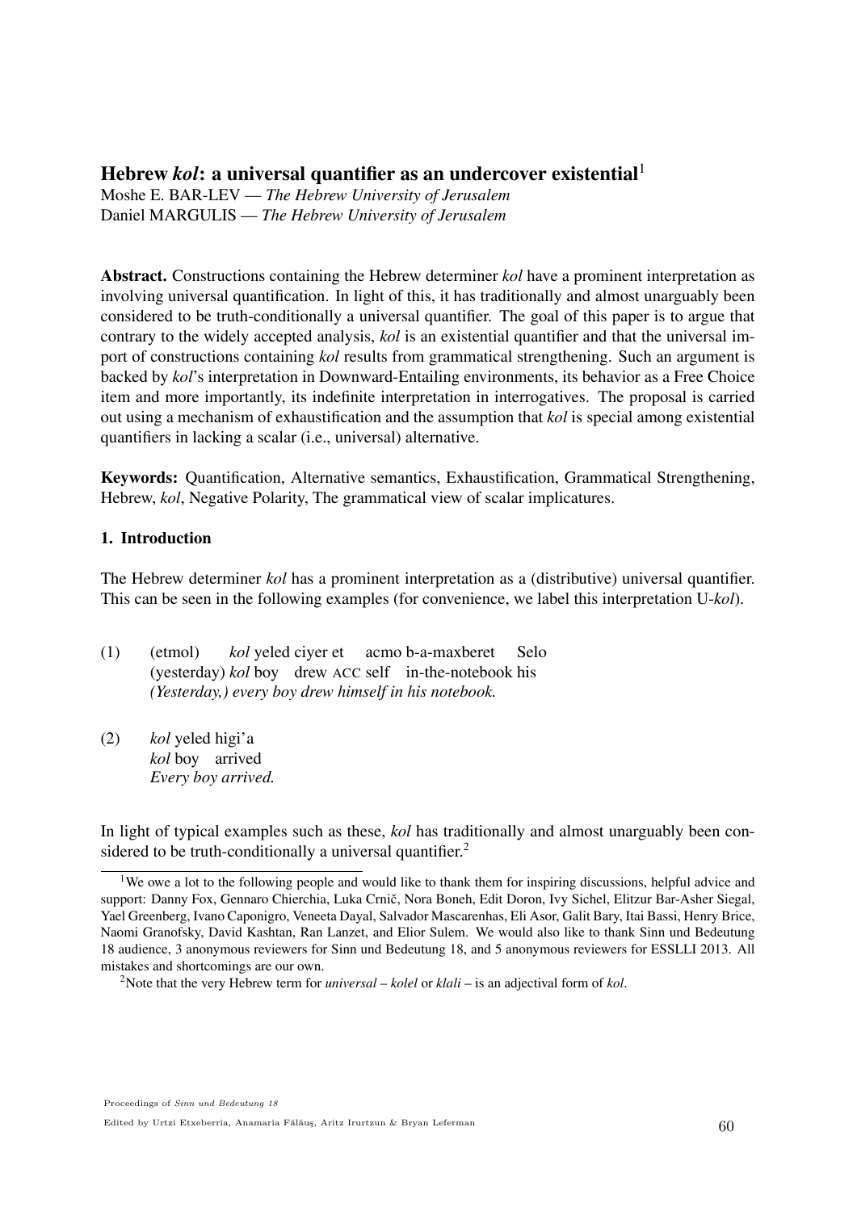# Hebrew *kol*: a universal quantifier as an undercover existential[1]

Moshe E. BAR-LEV — *The Hebrew University of Jerusalem*
Daniel MARGULIS — *The Hebrew University of Jerusalem*

**Abstract.** Constructions containing the Hebrew determiner *kol* have a prominent interpretation as involving universal quantification. In light of this, it has traditionally and almost unarguably been considered to be truth-conditionally a universal quantifier. The goal of this paper is to argue that contrary to the widely accepted analysis, *kol* is an existential quantifier and that the universal import of constructions containing *kol* results from grammatical strengthening. Such an argument is backed by *kol*'s interpretation in Downward-Entailing environments, its behavior as a Free Choice item and more importantly, its indefinite interpretation in interrogatives. The proposal is carried out using a mechanism of exhaustification and the assumption that *kol* is special among existential quantifiers in lacking a scalar (i.e., universal) alternative.

**Keywords:** Quantification, Alternative semantics, Exhaustification, Grammatical Strengthening, Hebrew, *kol*, Negative Polarity, The grammatical view of scalar implicatures.

## 1. Introduction

The Hebrew determiner *kol* has a prominent interpretation as a (distributive) universal quantifier. This can be seen in the following examples (for convenience, we label this interpretation U-*kol*).

(1) (etmol) *kol* yeled ciyer et acmo b-a-maxberet Selo
(yesterday) *kol* boy drew ACC self in-the-notebook his
*(Yesterday,) every boy drew himself in his notebook.*

(2) *kol* yeled higi'a
*kol* boy arrived
*Every boy arrived.*

In light of typical examples such as these, *kol* has traditionally and almost unarguably been considered to be truth-conditionally a universal quantifier.[2]

---

[1] We owe a lot to the following people and would like to thank them for inspiring discussions, helpful advice and support: Danny Fox, Gennaro Chierchia, Luka Crnič, Nora Boneh, Edit Doron, Ivy Sichel, Elitzur Bar-Asher Siegal, Yael Greenberg, Ivano Caponigro, Veneeta Dayal, Salvador Mascarenhas, Eli Asor, Galit Bary, Itai Bassi, Henry Brice, Naomi Granofsky, David Kashtan, Ran Lanzet, and Elior Sulem. We would also like to thank Sinn und Bedeutung 18 audience, 3 anonymous reviewers for Sinn und Bedeutung 18, and 5 anonymous reviewers for ESSLLI 2013. All mistakes and shortcomings are our own.

[2] Note that the very Hebrew term for *universal* – *kolel* or *klali* – is an adjectival form of *kol*.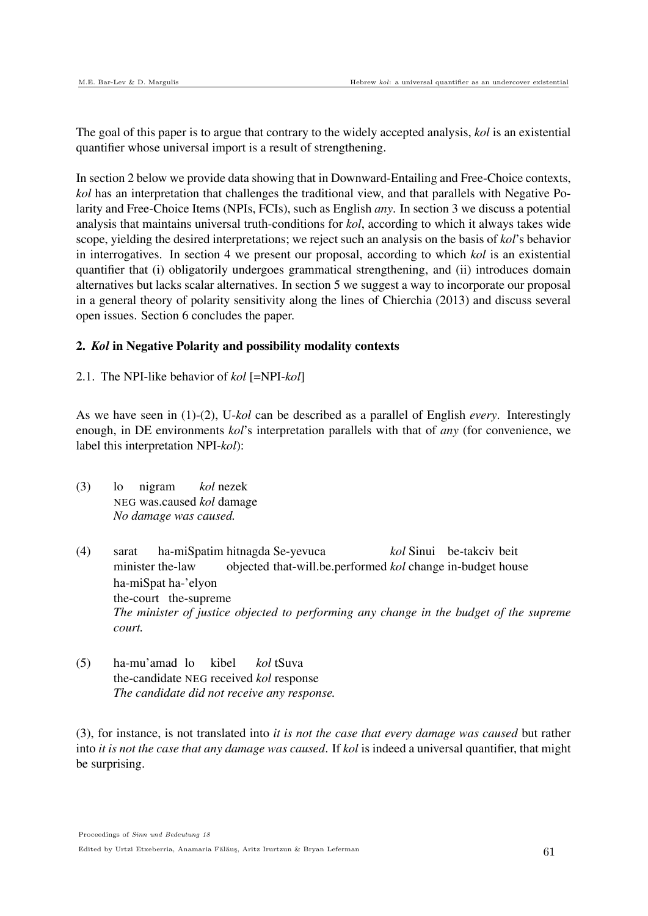The goal of this paper is to argue that contrary to the widely accepted analysis, *kol* is an existential quantifier whose universal import is a result of strengthening.

In section 2 below we provide data showing that in Downward-Entailing and Free-Choice contexts, *kol* has an interpretation that challenges the traditional view, and that parallels with Negative Polarity and Free-Choice Items (NPIs, FCIs), such as English *any*. In section 3 we discuss a potential analysis that maintains universal truth-conditions for *kol*, according to which it always takes wide scope, yielding the desired interpretations; we reject such an analysis on the basis of *kol*'s behavior in interrogatives. In section 4 we present our proposal, according to which *kol* is an existential quantifier that (i) obligatorily undergoes grammatical strengthening, and (ii) introduces domain alternatives but lacks scalar alternatives. In section 5 we suggest a way to incorporate our proposal in a general theory of polarity sensitivity along the lines of Chierchia (2013) and discuss several open issues. Section 6 concludes the paper.

## 2. *Kol* in Negative Polarity and possibility modality contexts

### 2.1. The NPI-like behavior of *kol* [=NPI-*kol*]

As we have seen in (1)-(2), U-*kol* can be described as a parallel of English *every*. Interestingly enough, in DE environments *kol*'s interpretation parallels with that of *any* (for convenience, we label this interpretation NPI-*kol*):

(3) lo nigram *kol* nezek
NEG was.caused *kol* damage
*No damage was caused.*

(4) sarat ha-miSpatim hitnagda Se-yevuca *kol* Sinui be-takciv beit ha-miSpat ha-'elyon
minister the-law objected that-will.be.performed *kol* change in-budget house the-court the-supreme
*The minister of justice objected to performing any change in the budget of the supreme court.*

(5) ha-mu'amad lo kibel *kol* tSuva
the-candidate NEG received *kol* response
*The candidate did not receive any response.*

(3), for instance, is not translated into *it is not the case that every damage was caused* but rather into *it is not the case that any damage was caused*. If *kol* is indeed a universal quantifier, that might be surprising.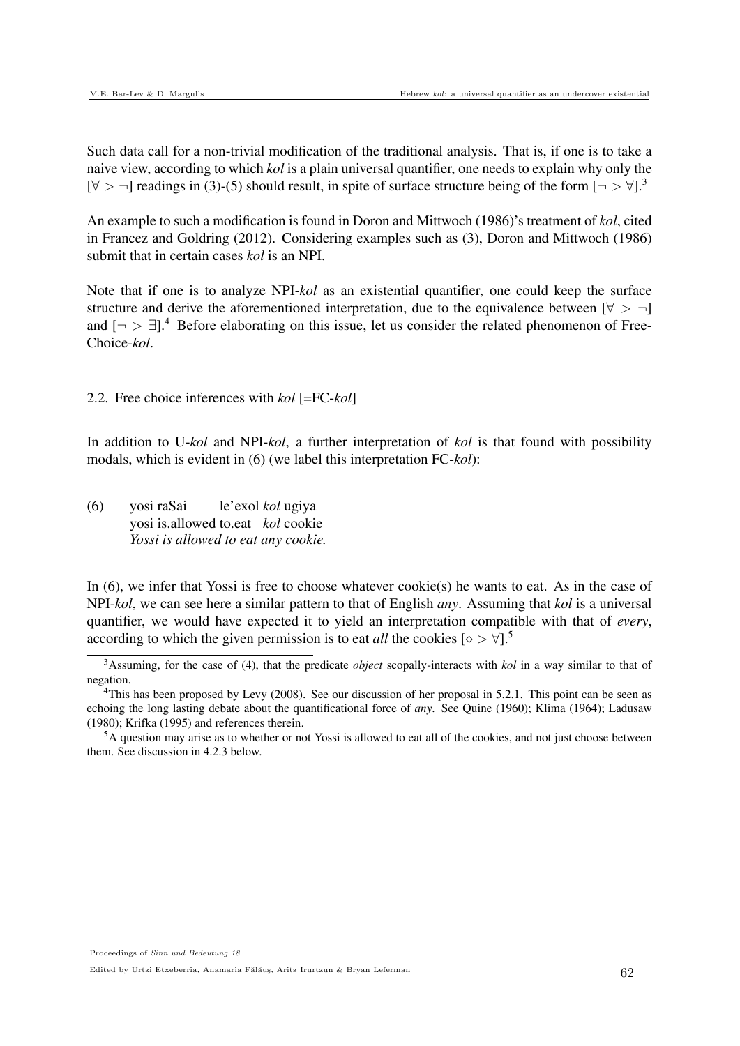Such data call for a non-trivial modification of the traditional analysis. That is, if one is to take a naive view, according to which *kol* is a plain universal quantifier, one needs to explain why only the $[\forall > \neg]$ readings in (3)-(5) should result, in spite of surface structure being of the form $[\neg > \forall]$.[3]

An example to such a modification is found in Doron and Mittwoch (1986)'s treatment of *kol*, cited in Francez and Goldring (2012). Considering examples such as (3), Doron and Mittwoch (1986) submit that in certain cases *kol* is an NPI.

Note that if one is to analyze NPI-*kol* as an existential quantifier, one could keep the surface structure and derive the aforementioned interpretation, due to the equivalence between $[\forall > \neg]$ and $[\neg > \exists]$.[4] Before elaborating on this issue, let us consider the related phenomenon of Free-Choice-*kol*.

### 2.2. Free choice inferences with *kol* [=FC-*kol*]

In addition to U-*kol* and NPI-*kol*, a further interpretation of *kol* is that found with possibility modals, which is evident in (6) (we label this interpretation FC-*kol*):

(6) yosi raSai le'exol *kol* ugiya
 yosi is.allowed to.eat *kol* cookie
 *Yossi is allowed to eat any cookie.*

In (6), we infer that Yossi is free to choose whatever cookie(s) he wants to eat. As in the case of NPI-*kol*, we can see here a similar pattern to that of English *any*. Assuming that *kol* is a universal quantifier, we would have expected it to yield an interpretation compatible with that of *every*, according to which the given permission is to eat *all* the cookies $[\diamond > \forall]$.[5]

---

[3] Assuming, for the case of (4), that the predicate *object* scopally-interacts with *kol* in a way similar to that of negation.

[4] This has been proposed by Levy (2008). See our discussion of her proposal in 5.2.1. This point can be seen as echoing the long lasting debate about the quantificational force of *any*. See Quine (1960); Klima (1964); Ladusaw (1980); Krifka (1995) and references therein.

[5] A question may arise as to whether or not Yossi is allowed to eat all of the cookies, and not just choose between them. See discussion in 4.2.3 below.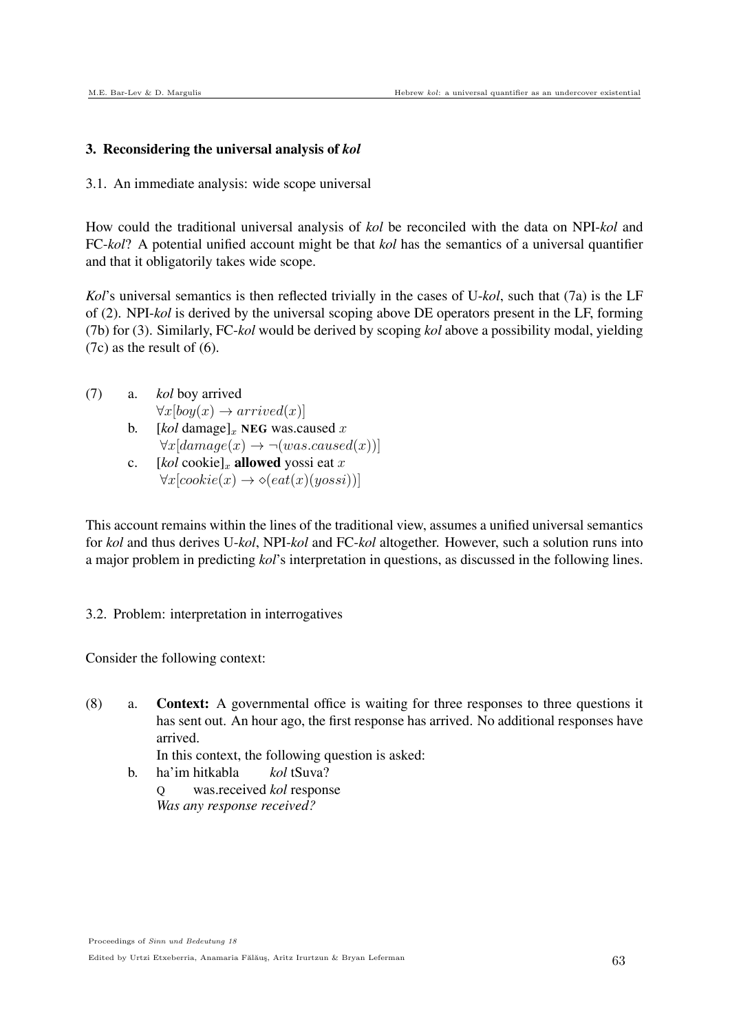## 3. Reconsidering the universal analysis of *kol*

### 3.1. An immediate analysis: wide scope universal

How could the traditional universal analysis of *kol* be reconciled with the data on NPI-*kol* and FC-*kol*? A potential unified account might be that *kol* has the semantics of a universal quantifier and that it obligatorily takes wide scope.

*Kol*'s universal semantics is then reflected trivially in the cases of U-*kol*, such that (7a) is the LF of (2). NPI-*kol* is derived by the universal scoping above DE operators present in the LF, forming (7b) for (3). Similarly, FC-*kol* would be derived by scoping *kol* above a possibility modal, yielding (7c) as the result of (6).

(7) a. *kol* boy arrived
$\forall x[boy(x) \rightarrow arrived(x)]$

b. [*kol* damage]$_x$ **NEG** was.caused $x$
$\forall x[damage(x) \rightarrow \neg(was.caused(x))]$

c. [*kol* cookie]$_x$ **allowed** yossi eat $x$
$\forall x[cookie(x) \rightarrow \diamond(eat(x)(yossi))]$

This account remains within the lines of the traditional view, assumes a unified universal semantics for *kol* and thus derives U-*kol*, NPI-*kol* and FC-*kol* altogether. However, such a solution runs into a major problem in predicting *kol*'s interpretation in questions, as discussed in the following lines.

### 3.2. Problem: interpretation in interrogatives

Consider the following context:

(8) a. **Context:** A governmental office is waiting for three responses to three questions it has sent out. An hour ago, the first response has arrived. No additional responses have arrived.
In this context, the following question is asked:

b. ha'im hitkabla *kol* tSuva?
Q was.received *kol* response
*Was any response received?*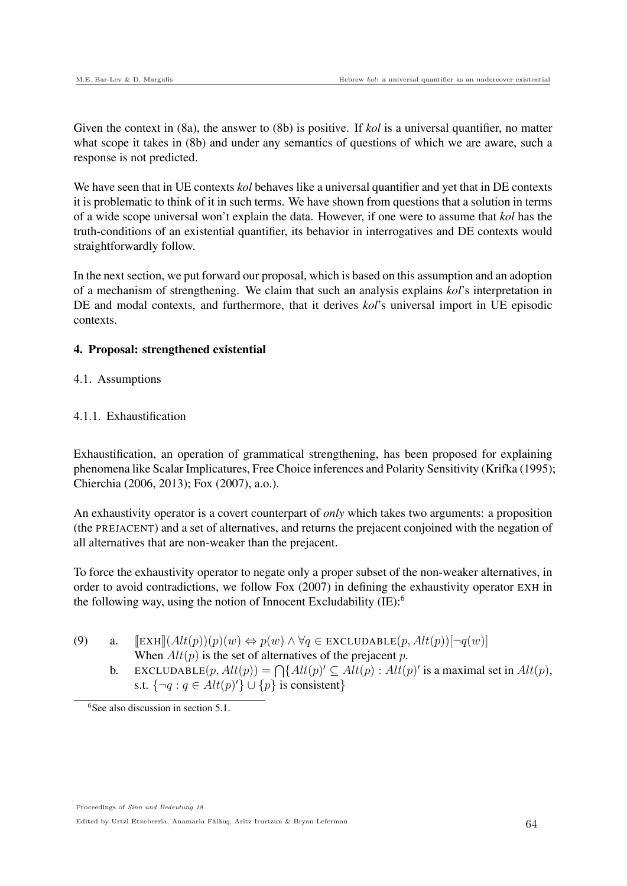Given the context in (8a), the answer to (8b) is positive. If *kol* is a universal quantifier, no matter what scope it takes in (8b) and under any semantics of questions of which we are aware, such a response is not predicted.

We have seen that in UE contexts *kol* behaves like a universal quantifier and yet that in DE contexts it is problematic to think of it in such terms. We have shown from questions that a solution in terms of a wide scope universal won't explain the data. However, if one were to assume that *kol* has the truth-conditions of an existential quantifier, its behavior in interrogatives and DE contexts would straightforwardly follow.

In the next section, we put forward our proposal, which is based on this assumption and an adoption of a mechanism of strengthening. We claim that such an analysis explains *kol*'s interpretation in DE and modal contexts, and furthermore, that it derives *kol*'s universal import in UE episodic contexts.

## 4. Proposal: strengthened existential

### 4.1. Assumptions

#### 4.1.1. Exhaustification

Exhaustification, an operation of grammatical strengthening, has been proposed for explaining phenomena like Scalar Implicatures, Free Choice inferences and Polarity Sensitivity (Krifka (1995); Chierchia (2006, 2013); Fox (2007), a.o.).

An exhaustivity operator is a covert counterpart of *only* which takes two arguments: a proposition (the PREJACENT) and a set of alternatives, and returns the prejacent conjoined with the negation of all alternatives that are non-weaker than the prejacent.

To force the exhaustivity operator to negate only a proper subset of the non-weaker alternatives, in order to avoid contradictions, we follow Fox (2007) in defining the exhaustivity operator EXH in the following way, using the notion of Innocent Excludability (IE):[6]

(9) a. $[\![\text{EXH}]\!](Alt(p))(p)(w) \Leftrightarrow p(w) \wedge \forall q \in \text{EXCLUDABLE}(p, Alt(p))[\neg q(w)]$
When $Alt(p)$ is the set of alternatives of the prejacent $p$.

b. $\text{EXCLUDABLE}(p, Alt(p)) = \bigcap\{Alt(p)' \subseteq Alt(p) : Alt(p)'$ is a maximal set in $Alt(p)$, s.t. $\{\neg q : q \in Alt(p)'\} \cup \{p\}$ is consistent$\}$

[6] See also discussion in section 5.1.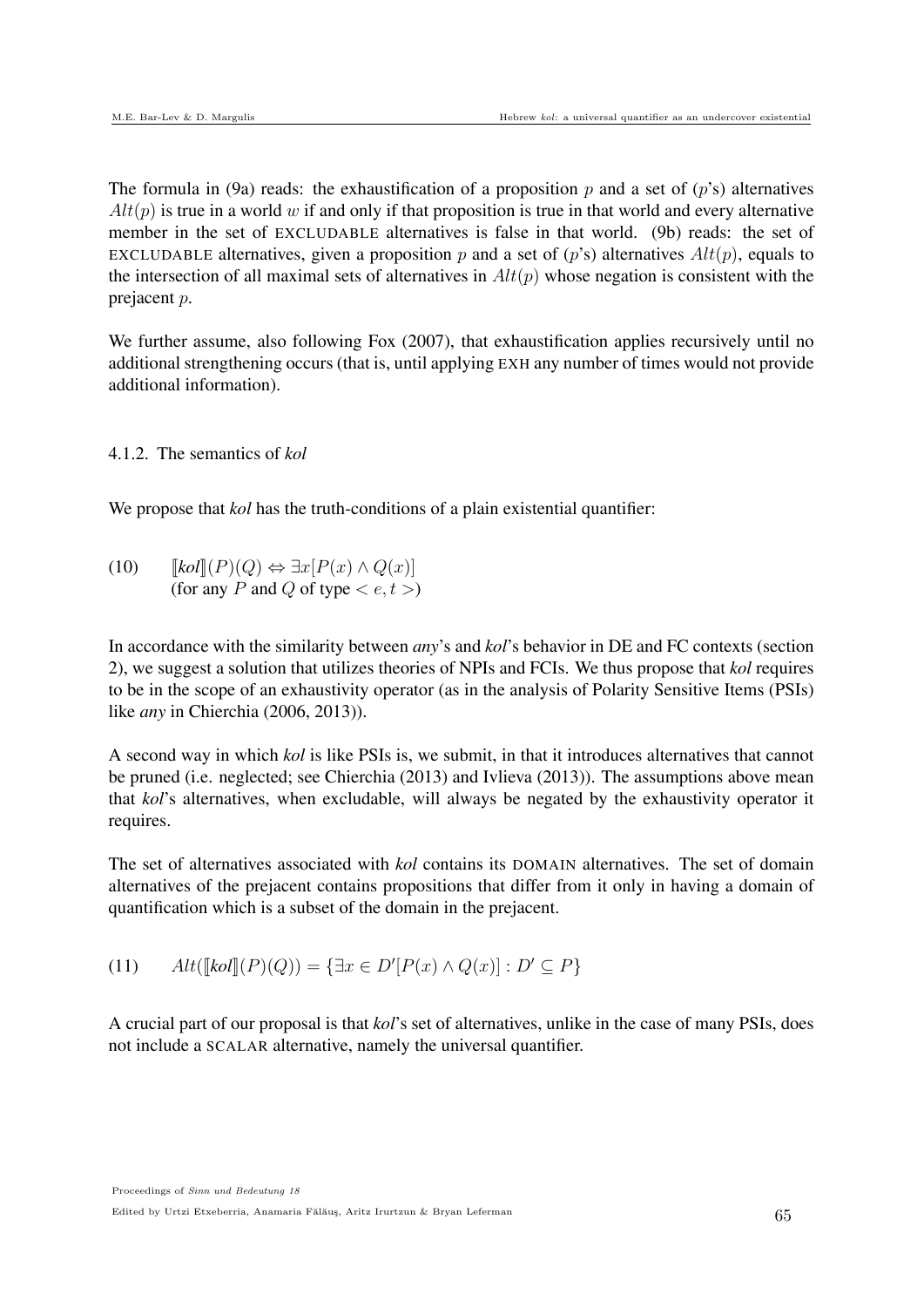The formula in (9a) reads: the exhaustification of a proposition $p$ and a set of ($p$'s) alternatives $Alt(p)$ is true in a world $w$ if and only if that proposition is true in that world and every alternative member in the set of EXCLUDABLE alternatives is false in that world. (9b) reads: the set of EXCLUDABLE alternatives, given a proposition $p$ and a set of ($p$'s) alternatives $Alt(p)$, equals to the intersection of all maximal sets of alternatives in $Alt(p)$ whose negation is consistent with the prejacent $p$.

We further assume, also following Fox (2007), that exhaustification applies recursively until no additional strengthening occurs (that is, until applying EXH any number of times would not provide additional information).

#### 4.1.2. The semantics of *kol*

We propose that *kol* has the truth-conditions of a plain existential quantifier:

(10) $[\![\textit{kol}]\!](P)(Q) \Leftrightarrow \exists x[P(x) \land Q(x)]$
(for any $P$ and $Q$ of type $< e, t >$)

In accordance with the similarity between *any*'s and *kol*'s behavior in DE and FC contexts (section 2), we suggest a solution that utilizes theories of NPIs and FCIs. We thus propose that *kol* requires to be in the scope of an exhaustivity operator (as in the analysis of Polarity Sensitive Items (PSIs) like *any* in Chierchia (2006, 2013)).

A second way in which *kol* is like PSIs is, we submit, in that it introduces alternatives that cannot be pruned (i.e. neglected; see Chierchia (2013) and Ivlieva (2013)). The assumptions above mean that *kol*'s alternatives, when excludable, will always be negated by the exhaustivity operator it requires.

The set of alternatives associated with *kol* contains its DOMAIN alternatives. The set of domain alternatives of the prejacent contains propositions that differ from it only in having a domain of quantification which is a subset of the domain in the prejacent.

(11) $Alt([\![\textit{kol}]\!](P)(Q)) = \{\exists x \in D'[P(x) \land Q(x)] : D' \subseteq P\}$

A crucial part of our proposal is that *kol*'s set of alternatives, unlike in the case of many PSIs, does not include a SCALAR alternative, namely the universal quantifier.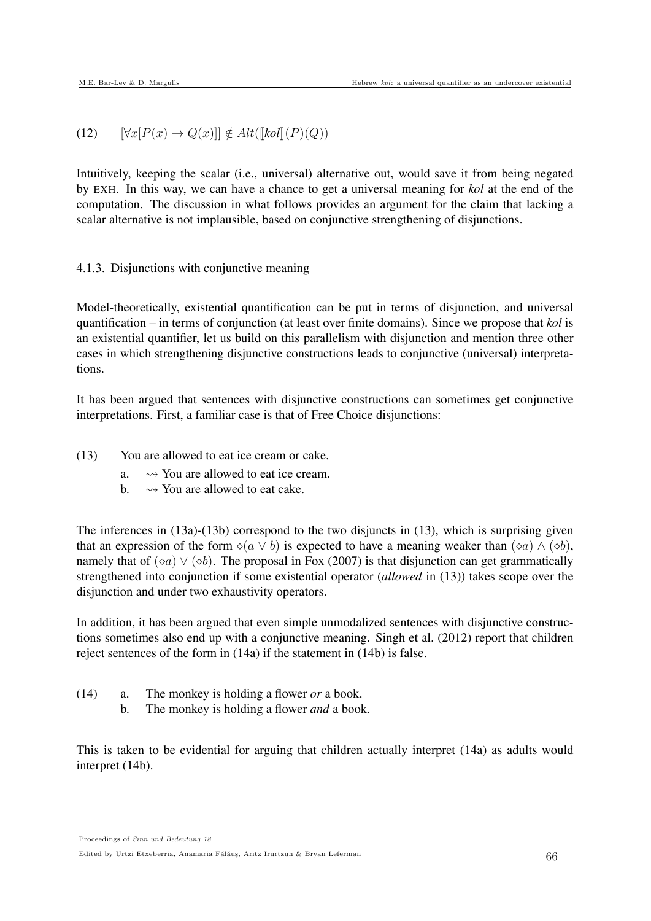(12) $[\forall x[P(x) \rightarrow Q(x)]] \notin Alt([\![\textit{kol}]\!](P)(Q))$

Intuitively, keeping the scalar (i.e., universal) alternative out, would save it from being negated by EXH. In this way, we can have a chance to get a universal meaning for *kol* at the end of the computation. The discussion in what follows provides an argument for the claim that lacking a scalar alternative is not implausible, based on conjunctive strengthening of disjunctions.

#### 4.1.3. Disjunctions with conjunctive meaning

Model-theoretically, existential quantification can be put in terms of disjunction, and universal quantification – in terms of conjunction (at least over finite domains). Since we propose that *kol* is an existential quantifier, let us build on this parallelism with disjunction and mention three other cases in which strengthening disjunctive constructions leads to conjunctive (universal) interpretations.

It has been argued that sentences with disjunctive constructions can sometimes get conjunctive interpretations. First, a familiar case is that of Free Choice disjunctions:

(13) You are allowed to eat ice cream or cake.
  a. $\rightsquigarrow$ You are allowed to eat ice cream.
  b. $\rightsquigarrow$ You are allowed to eat cake.

The inferences in (13a)-(13b) correspond to the two disjuncts in (13), which is surprising given that an expression of the form $\diamond(a \vee b)$ is expected to have a meaning weaker than $(\diamond a) \wedge (\diamond b)$, namely that of $(\diamond a) \vee (\diamond b)$. The proposal in Fox (2007) is that disjunction can get grammatically strengthened into conjunction if some existential operator (*allowed* in (13)) takes scope over the disjunction and under two exhaustivity operators.

In addition, it has been argued that even simple unmodalized sentences with disjunctive constructions sometimes also end up with a conjunctive meaning. Singh et al. (2012) report that children reject sentences of the form in (14a) if the statement in (14b) is false.

(14) a. The monkey is holding a flower *or* a book.
  b. The monkey is holding a flower *and* a book.

This is taken to be evidential for arguing that children actually interpret (14a) as adults would interpret (14b).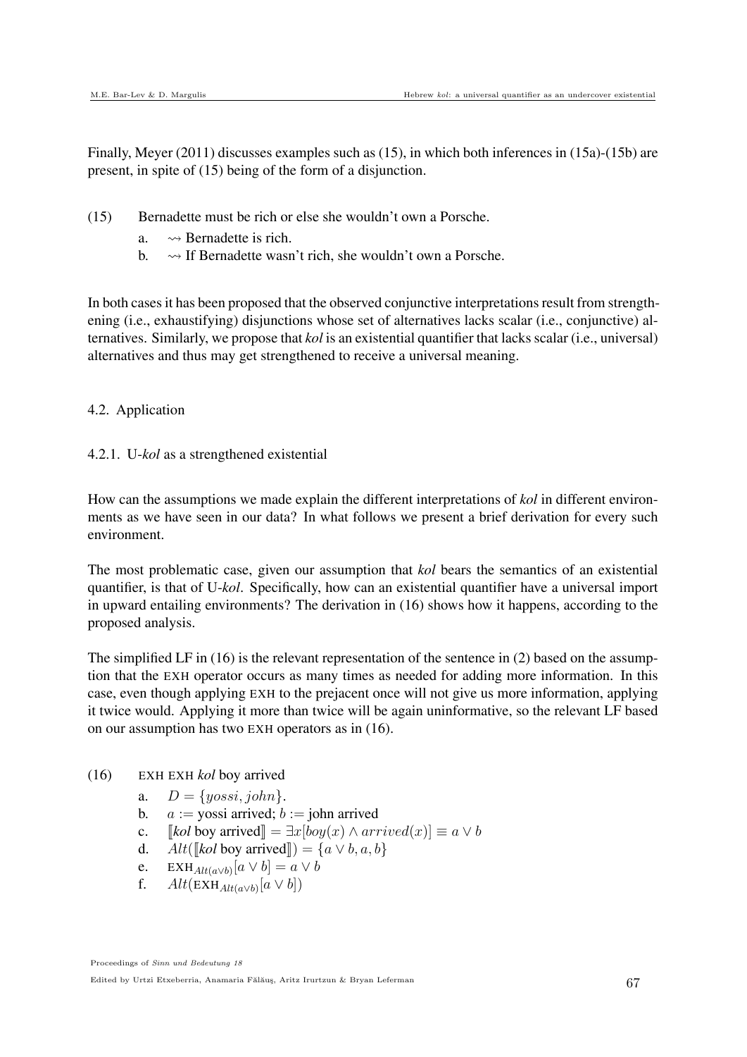Finally, Meyer (2011) discusses examples such as (15), in which both inferences in (15a)-(15b) are present, in spite of (15) being of the form of a disjunction.

(15) Bernadette must be rich or else she wouldn't own a Porsche.

   a. $\rightsquigarrow$ Bernadette is rich.

   b. $\rightsquigarrow$ If Bernadette wasn't rich, she wouldn't own a Porsche.

In both cases it has been proposed that the observed conjunctive interpretations result from strengthening (i.e., exhaustifying) disjunctions whose set of alternatives lacks scalar (i.e., conjunctive) alternatives. Similarly, we propose that *kol* is an existential quantifier that lacks scalar (i.e., universal) alternatives and thus may get strengthened to receive a universal meaning.

### 4.2. Application

#### 4.2.1. U-*kol* as a strengthened existential

How can the assumptions we made explain the different interpretations of *kol* in different environments as we have seen in our data? In what follows we present a brief derivation for every such environment.

The most problematic case, given our assumption that *kol* bears the semantics of an existential quantifier, is that of U-*kol*. Specifically, how can an existential quantifier have a universal import in upward entailing environments? The derivation in (16) shows how it happens, according to the proposed analysis.

The simplified LF in (16) is the relevant representation of the sentence in (2) based on the assumption that the EXH operator occurs as many times as needed for adding more information. In this case, even though applying EXH to the prejacent once will not give us more information, applying it twice would. Applying it more than twice will be again uninformative, so the relevant LF based on our assumption has two EXH operators as in (16).

(16) EXH EXH *kol* boy arrived

   a. $D = \{yossi, john\}$.

   b. $a :=$ yossi arrived; $b :=$ john arrived

   c. $[\![$*kol* boy arrived$]\!] = \exists x[boy(x) \wedge arrived(x)] \equiv a \vee b$

   d. $Alt([\![$*kol* boy arrived$]\!]) = \{a \vee b, a, b\}$

   e. $\text{EXH}_{Alt(a \vee b)}[a \vee b] = a \vee b$

   f. $Alt(\text{EXH}_{Alt(a \vee b)}[a \vee b])$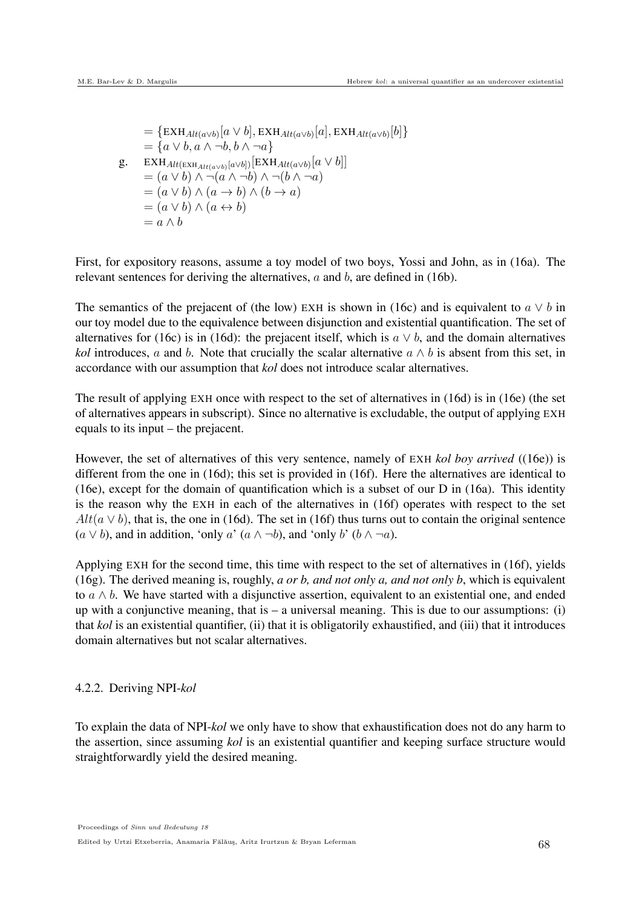$$= \{\text{EXH}_{Alt(a\vee b)}[a \vee b], \text{EXH}_{Alt(a\vee b)}[a], \text{EXH}_{Alt(a\vee b)}[b]\}$$
$$= \{a \vee b, a \wedge \neg b, b \wedge \neg a\}$$

g. $\text{EXH}_{Alt(\text{EXH}_{Alt(a\vee b)}[a\vee b])}[\text{EXH}_{Alt(a\vee b)}[a \vee b]]$
$$= (a \vee b) \wedge \neg(a \wedge \neg b) \wedge \neg(b \wedge \neg a)$$
$$= (a \vee b) \wedge (a \rightarrow b) \wedge (b \rightarrow a)$$
$$= (a \vee b) \wedge (a \leftrightarrow b)$$
$$= a \wedge b$$

First, for expository reasons, assume a toy model of two boys, Yossi and John, as in (16a). The relevant sentences for deriving the alternatives, $a$ and $b$, are defined in (16b).

The semantics of the prejacent of (the low) EXH is shown in (16c) and is equivalent to $a \vee b$ in our toy model due to the equivalence between disjunction and existential quantification. The set of alternatives for (16c) is in (16d): the prejacent itself, which is $a \vee b$, and the domain alternatives *kol* introduces, $a$ and $b$. Note that crucially the scalar alternative $a \wedge b$ is absent from this set, in accordance with our assumption that *kol* does not introduce scalar alternatives.

The result of applying EXH once with respect to the set of alternatives in (16d) is in (16e) (the set of alternatives appears in subscript). Since no alternative is excludable, the output of applying EXH equals to its input – the prejacent.

However, the set of alternatives of this very sentence, namely of EXH *kol boy arrived* ((16e)) is different from the one in (16d); this set is provided in (16f). Here the alternatives are identical to (16e), except for the domain of quantification which is a subset of our D in (16a). This identity is the reason why the EXH in each of the alternatives in (16f) operates with respect to the set $Alt(a \vee b)$, that is, the one in (16d). The set in (16f) thus turns out to contain the original sentence ($a \vee b$), and in addition, 'only $a$' ($a \wedge \neg b$), and 'only $b$' ($b \wedge \neg a$).

Applying EXH for the second time, this time with respect to the set of alternatives in (16f), yields (16g). The derived meaning is, roughly, *a or b, and not only a, and not only b*, which is equivalent to $a \wedge b$. We have started with a disjunctive assertion, equivalent to an existential one, and ended up with a conjunctive meaning, that is – a universal meaning. This is due to our assumptions: (i) that *kol* is an existential quantifier, (ii) that it is obligatorily exhaustified, and (iii) that it introduces domain alternatives but not scalar alternatives.

#### 4.2.2. Deriving NPI-*kol*

To explain the data of NPI-*kol* we only have to show that exhaustification does not do any harm to the assertion, since assuming *kol* is an existential quantifier and keeping surface structure would straightforwardly yield the desired meaning.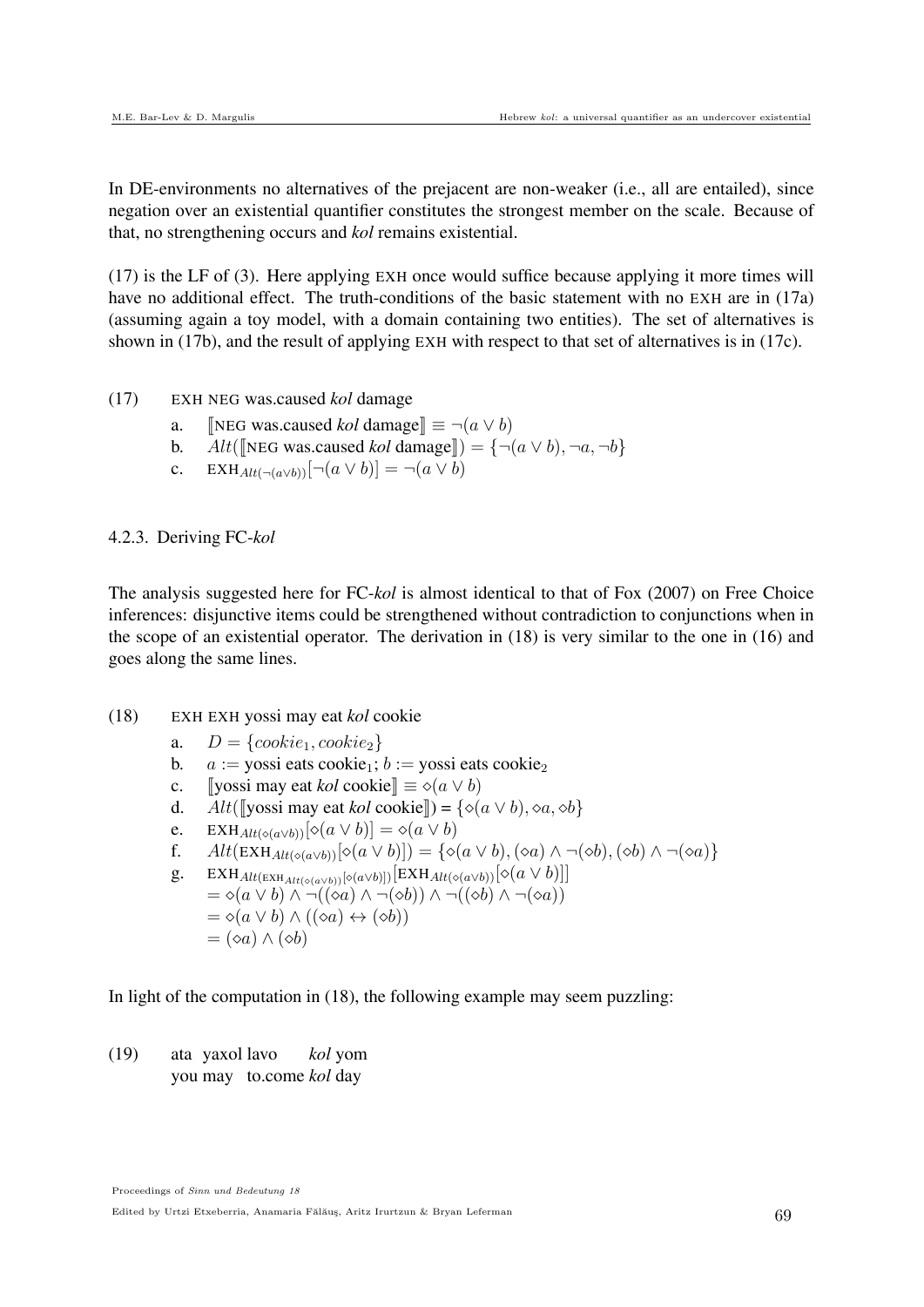In DE-environments no alternatives of the prejacent are non-weaker (i.e., all are entailed), since negation over an existential quantifier constitutes the strongest member on the scale. Because of that, no strengthening occurs and *kol* remains existential.

(17) is the LF of (3). Here applying EXH once would suffice because applying it more times will have no additional effect. The truth-conditions of the basic statement with no EXH are in (17a) (assuming again a toy model, with a domain containing two entities). The set of alternatives is shown in (17b), and the result of applying EXH with respect to that set of alternatives is in (17c).

(17) EXH NEG was.caused *kol* damage

a. $[\![$NEG was.caused *kol* damage$]\!] \equiv \neg(a \vee b)$

b. $Alt([\![$NEG was.caused *kol* damage$]\!]) = \{\neg(a \vee b), \neg a, \neg b\}$

c. $\text{EXH}_{Alt(\neg(a\vee b))}[\neg(a \vee b)] = \neg(a \vee b)$

### 4.2.3. Deriving FC-*kol*

The analysis suggested here for FC-*kol* is almost identical to that of Fox (2007) on Free Choice inferences: disjunctive items could be strengthened without contradiction to conjunctions when in the scope of an existential operator. The derivation in (18) is very similar to the one in (16) and goes along the same lines.

(18) EXH EXH yossi may eat *kol* cookie

a. $D = \{cookie_1, cookie_2\}$

b. $a :=$ yossi eats cookie$_1$; $b :=$ yossi eats cookie$_2$

c. $[\![$yossi may eat *kol* cookie$]\!] \equiv \diamond(a \vee b)$

d. $Alt([\![$yossi may eat *kol* cookie$]\!]) = \{\diamond(a \vee b), \diamond a, \diamond b\}$

e. $\text{EXH}_{Alt(\diamond(a\vee b))}[\diamond(a \vee b)] = \diamond(a \vee b)$

f. $Alt(\text{EXH}_{Alt(\diamond(a\vee b))}[\diamond(a \vee b)]) = \{\diamond(a \vee b), (\diamond a) \wedge \neg(\diamond b), (\diamond b) \wedge \neg(\diamond a)\}$

g. $\text{EXH}_{Alt(\text{EXH}_{Alt(\diamond(a\vee b))}[\diamond(a\vee b)])}[\text{EXH}_{Alt(\diamond(a\vee b))}[\diamond(a \vee b)]]$
$= \diamond(a \vee b) \wedge \neg((\diamond a) \wedge \neg(\diamond b)) \wedge \neg((\diamond b) \wedge \neg(\diamond a))$
$= \diamond(a \vee b) \wedge ((\diamond a) \leftrightarrow (\diamond b))$
$= (\diamond a) \wedge (\diamond b)$

In light of the computation in (18), the following example may seem puzzling:

(19) ata yaxol lavo *kol* yom
you may to.come *kol* day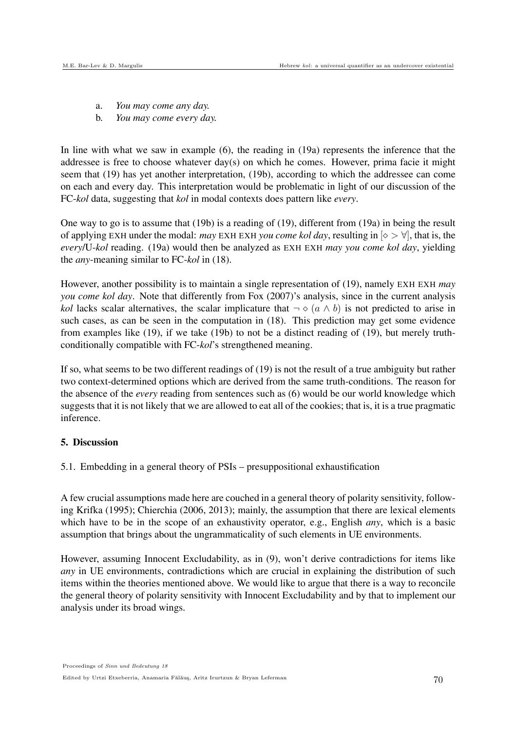a. *You may come any day.*
b. *You may come every day.*

In line with what we saw in example (6), the reading in (19a) represents the inference that the addressee is free to choose whatever day(s) on which he comes. However, prima facie it might seem that (19) has yet another interpretation, (19b), according to which the addressee can come on each and every day. This interpretation would be problematic in light of our discussion of the FC-*kol* data, suggesting that *kol* in modal contexts does pattern like *every*.

One way to go is to assume that (19b) is a reading of (19), different from (19a) in being the result of applying EXH under the modal: *may* EXH EXH *you come kol day*, resulting in $[\diamond > \forall]$, that is, the *every*/U-*kol* reading. (19a) would then be analyzed as EXH EXH *may you come kol day*, yielding the *any*-meaning similar to FC-*kol* in (18).

However, another possibility is to maintain a single representation of (19), namely EXH EXH *may you come kol day*. Note that differently from Fox (2007)'s analysis, since in the current analysis *kol* lacks scalar alternatives, the scalar implicature that $\neg \diamond (a \wedge b)$ is not predicted to arise in such cases, as can be seen in the computation in (18). This prediction may get some evidence from examples like (19), if we take (19b) to not be a distinct reading of (19), but merely truth-conditionally compatible with FC-*kol*'s strengthened meaning.

If so, what seems to be two different readings of (19) is not the result of a true ambiguity but rather two context-determined options which are derived from the same truth-conditions. The reason for the absence of the *every* reading from sentences such as (6) would be our world knowledge which suggests that it is not likely that we are allowed to eat all of the cookies; that is, it is a true pragmatic inference.

## 5. Discussion

### 5.1. Embedding in a general theory of PSIs – presuppositional exhaustification

A few crucial assumptions made here are couched in a general theory of polarity sensitivity, following Krifka (1995); Chierchia (2006, 2013); mainly, the assumption that there are lexical elements which have to be in the scope of an exhaustivity operator, e.g., English *any*, which is a basic assumption that brings about the ungrammaticality of such elements in UE environments.

However, assuming Innocent Excludability, as in (9), won't derive contradictions for items like *any* in UE environments, contradictions which are crucial in explaining the distribution of such items within the theories mentioned above. We would like to argue that there is a way to reconcile the general theory of polarity sensitivity with Innocent Excludability and by that to implement our analysis under its broad wings.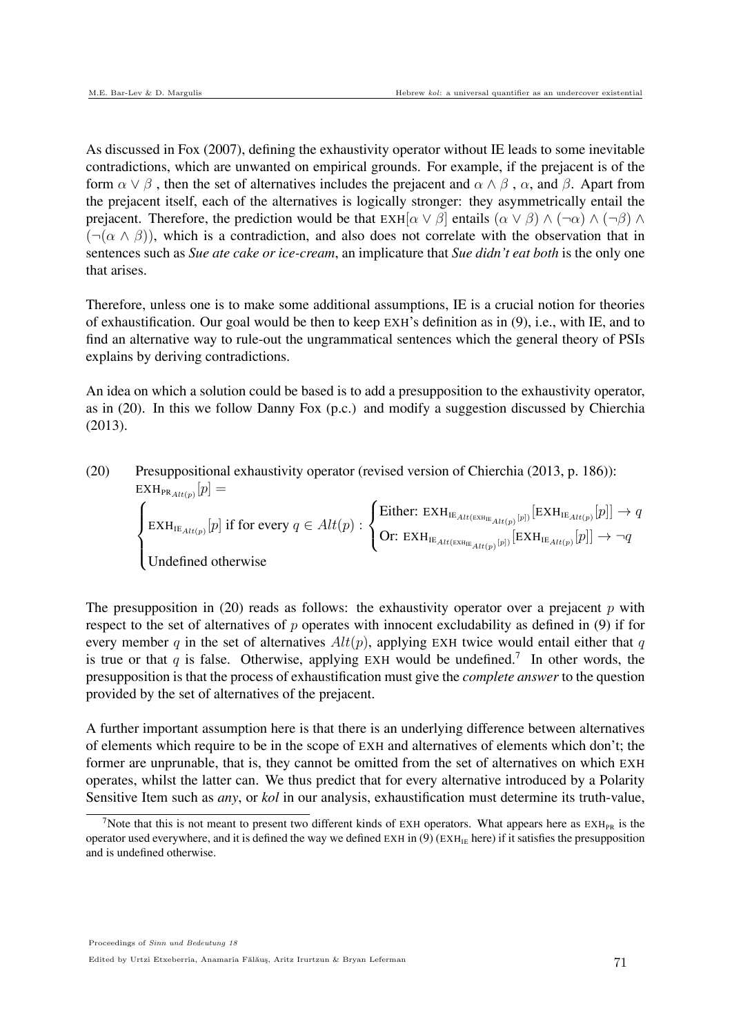As discussed in Fox (2007), defining the exhaustivity operator without IE leads to some inevitable contradictions, which are unwanted on empirical grounds. For example, if the prejacent is of the form $\alpha \vee \beta$ , then the set of alternatives includes the prejacent and $\alpha \wedge \beta$ , $\alpha$, and $\beta$. Apart from the prejacent itself, each of the alternatives is logically stronger: they asymmetrically entail the prejacent. Therefore, the prediction would be that $\text{EXH}[\alpha \vee \beta]$ entails $(\alpha \vee \beta) \wedge (\neg\alpha) \wedge (\neg\beta) \wedge (\neg(\alpha \wedge \beta))$, which is a contradiction, and also does not correlate with the observation that in sentences such as *Sue ate cake or ice-cream*, an implicature that *Sue didn't eat both* is the only one that arises.

Therefore, unless one is to make some additional assumptions, IE is a crucial notion for theories of exhaustification. Our goal would be then to keep EXH's definition as in (9), i.e., with IE, and to find an alternative way to rule-out the ungrammatical sentences which the general theory of PSIs explains by deriving contradictions.

An idea on which a solution could be based is to add a presupposition to the exhaustivity operator, as in (20). In this we follow Danny Fox (p.c.) and modify a suggestion discussed by Chierchia (2013).

(20) Presuppositional exhaustivity operator (revised version of Chierchia (2013, p. 186)):

$$\text{EXH}_{\text{PR}_{Alt(p)}}[p] =$$

$$\begin{cases} \text{EXH}_{\text{IE}_{Alt(p)}}[p] \text{ if for every } q \in Alt(p) : \begin{cases} \text{Either: } \text{EXH}_{\text{IE}_{Alt(\text{EXH}_{\text{IE}_{Alt(p)}}[p])}}[\text{EXH}_{\text{IE}_{Alt(p)}}[p]] \rightarrow q \\ \text{Or: } \text{EXH}_{\text{IE}_{Alt(\text{EXH}_{\text{IE}_{Alt(p)}}[p])}}[\text{EXH}_{\text{IE}_{Alt(p)}}[p]] \rightarrow \neg q \end{cases} \\ \text{Undefined otherwise} \end{cases}$$

The presupposition in (20) reads as follows: the exhaustivity operator over a prejacent $p$ with respect to the set of alternatives of $p$ operates with innocent excludability as defined in (9) if for every member $q$ in the set of alternatives $Alt(p)$, applying EXH twice would entail either that $q$ is true or that $q$ is false. Otherwise, applying EXH would be undefined.[7] In other words, the presupposition is that the process of exhaustification must give the *complete answer* to the question provided by the set of alternatives of the prejacent.

A further important assumption here is that there is an underlying difference between alternatives of elements which require to be in the scope of EXH and alternatives of elements which don't; the former are unprunable, that is, they cannot be omitted from the set of alternatives on which EXH operates, whilst the latter can. We thus predict that for every alternative introduced by a Polarity Sensitive Item such as *any*, or *kol* in our analysis, exhaustification must determine its truth-value,

[7] Note that this is not meant to present two different kinds of EXH operators. What appears here as $\text{EXH}_{\text{PR}}$ is the operator used everywhere, and it is defined the way we defined EXH in (9) ($\text{EXH}_{\text{IE}}$ here) if it satisfies the presupposition and is undefined otherwise.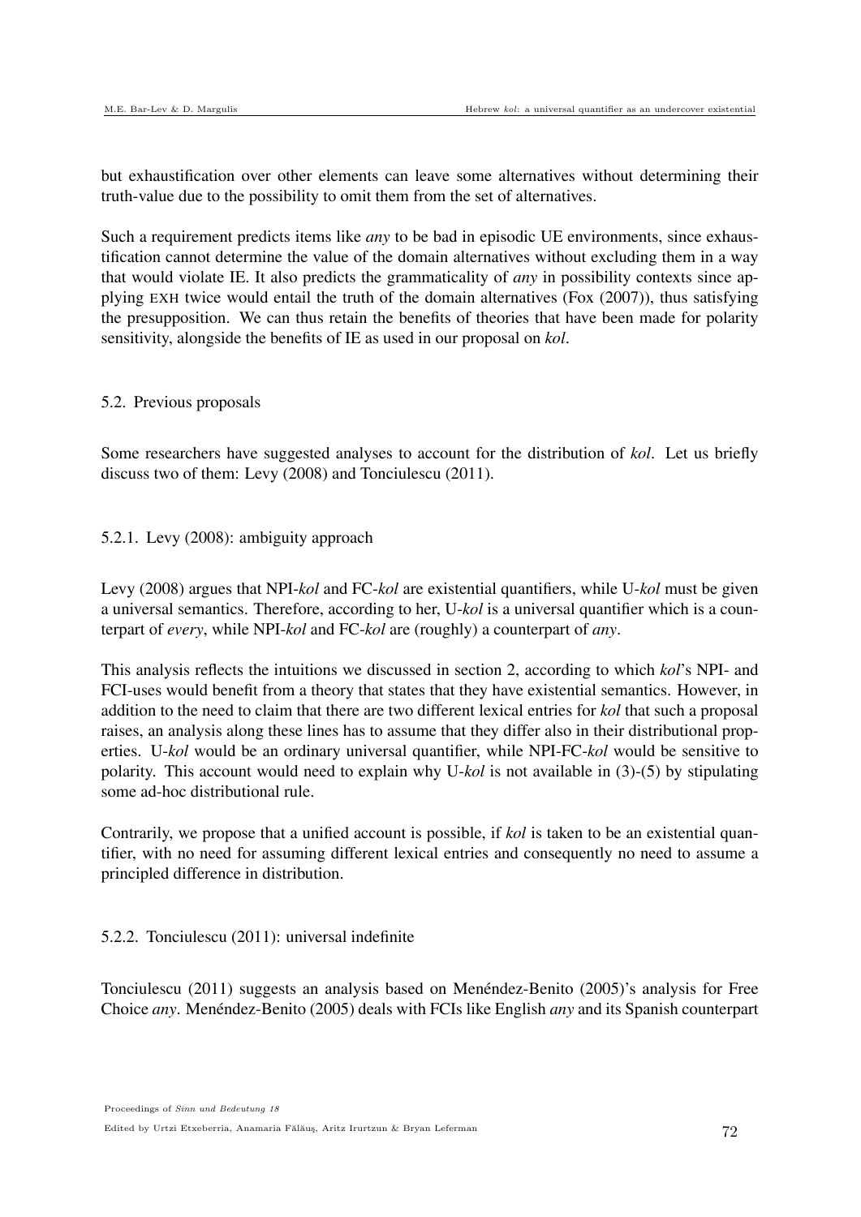but exhaustification over other elements can leave some alternatives without determining their truth-value due to the possibility to omit them from the set of alternatives.

Such a requirement predicts items like *any* to be bad in episodic UE environments, since exhaustification cannot determine the value of the domain alternatives without excluding them in a way that would violate IE. It also predicts the grammaticality of *any* in possibility contexts since applying EXH twice would entail the truth of the domain alternatives (Fox (2007)), thus satisfying the presupposition. We can thus retain the benefits of theories that have been made for polarity sensitivity, alongside the benefits of IE as used in our proposal on *kol*.

### 5.2. Previous proposals

Some researchers have suggested analyses to account for the distribution of *kol*. Let us briefly discuss two of them: Levy (2008) and Tonciulescu (2011).

#### 5.2.1. Levy (2008): ambiguity approach

Levy (2008) argues that NPI-*kol* and FC-*kol* are existential quantifiers, while U-*kol* must be given a universal semantics. Therefore, according to her, U-*kol* is a universal quantifier which is a counterpart of *every*, while NPI-*kol* and FC-*kol* are (roughly) a counterpart of *any*.

This analysis reflects the intuitions we discussed in section 2, according to which *kol*'s NPI- and FCI-uses would benefit from a theory that states that they have existential semantics. However, in addition to the need to claim that there are two different lexical entries for *kol* that such a proposal raises, an analysis along these lines has to assume that they differ also in their distributional properties. U-*kol* would be an ordinary universal quantifier, while NPI-FC-*kol* would be sensitive to polarity. This account would need to explain why U-*kol* is not available in (3)-(5) by stipulating some ad-hoc distributional rule.

Contrarily, we propose that a unified account is possible, if *kol* is taken to be an existential quantifier, with no need for assuming different lexical entries and consequently no need to assume a principled difference in distribution.

#### 5.2.2. Tonciulescu (2011): universal indefinite

Tonciulescu (2011) suggests an analysis based on Menéndez-Benito (2005)'s analysis for Free Choice *any*. Menéndez-Benito (2005) deals with FCIs like English *any* and its Spanish counterpart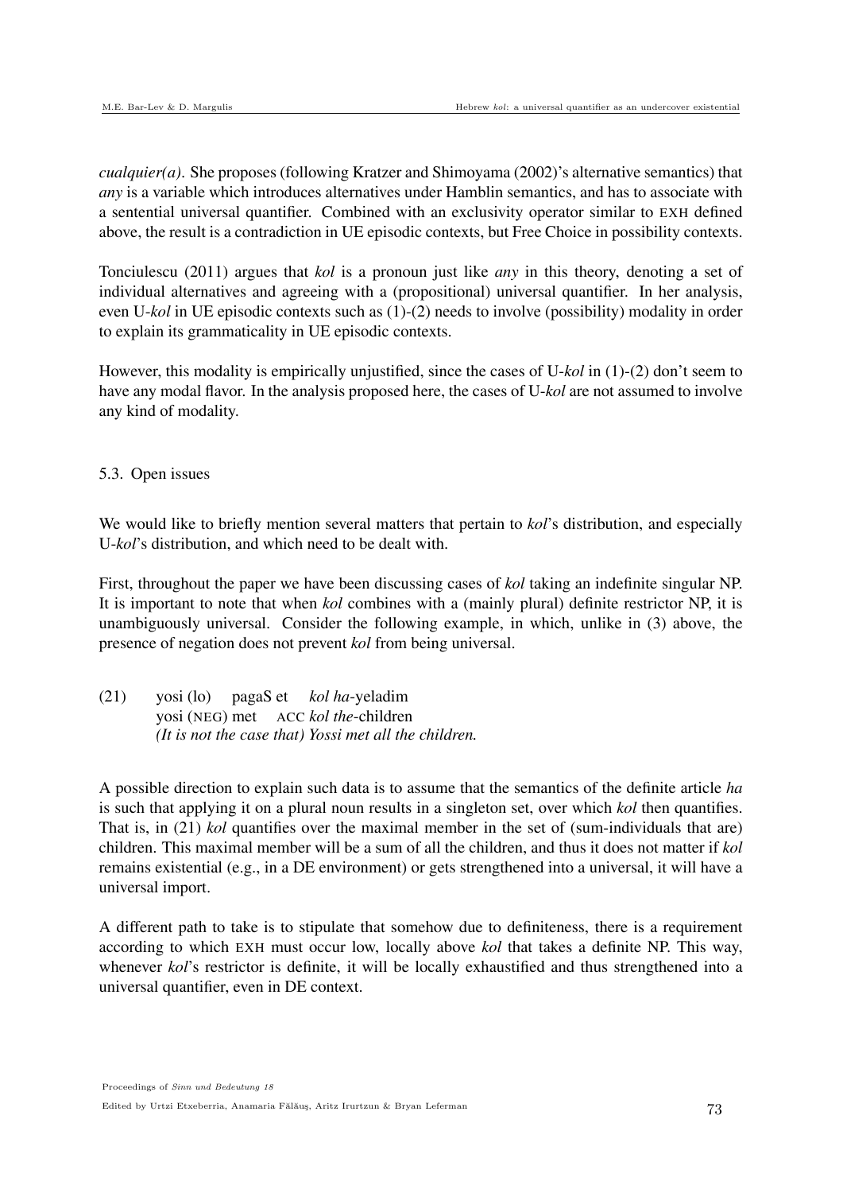*cualquier(a)*. She proposes (following Kratzer and Shimoyama (2002)'s alternative semantics) that *any* is a variable which introduces alternatives under Hamblin semantics, and has to associate with a sentential universal quantifier. Combined with an exclusivity operator similar to EXH defined above, the result is a contradiction in UE episodic contexts, but Free Choice in possibility contexts.

Tonciulescu (2011) argues that *kol* is a pronoun just like *any* in this theory, denoting a set of individual alternatives and agreeing with a (propositional) universal quantifier. In her analysis, even U-*kol* in UE episodic contexts such as (1)-(2) needs to involve (possibility) modality in order to explain its grammaticality in UE episodic contexts.

However, this modality is empirically unjustified, since the cases of U-*kol* in (1)-(2) don't seem to have any modal flavor. In the analysis proposed here, the cases of U-*kol* are not assumed to involve any kind of modality.

### 5.3. Open issues

We would like to briefly mention several matters that pertain to *kol*'s distribution, and especially U-*kol*'s distribution, and which need to be dealt with.

First, throughout the paper we have been discussing cases of *kol* taking an indefinite singular NP. It is important to note that when *kol* combines with a (mainly plural) definite restrictor NP, it is unambiguously universal. Consider the following example, in which, unlike in (3) above, the presence of negation does not prevent *kol* from being universal.

(21) yosi (lo) pagaS et *kol ha*-yeladim
yosi (NEG) met ACC *kol the*-children
*(It is not the case that) Yossi met all the children.*

A possible direction to explain such data is to assume that the semantics of the definite article *ha* is such that applying it on a plural noun results in a singleton set, over which *kol* then quantifies. That is, in (21) *kol* quantifies over the maximal member in the set of (sum-individuals that are) children. This maximal member will be a sum of all the children, and thus it does not matter if *kol* remains existential (e.g., in a DE environment) or gets strengthened into a universal, it will have a universal import.

A different path to take is to stipulate that somehow due to definiteness, there is a requirement according to which EXH must occur low, locally above *kol* that takes a definite NP. This way, whenever *kol*'s restrictor is definite, it will be locally exhaustified and thus strengthened into a universal quantifier, even in DE context.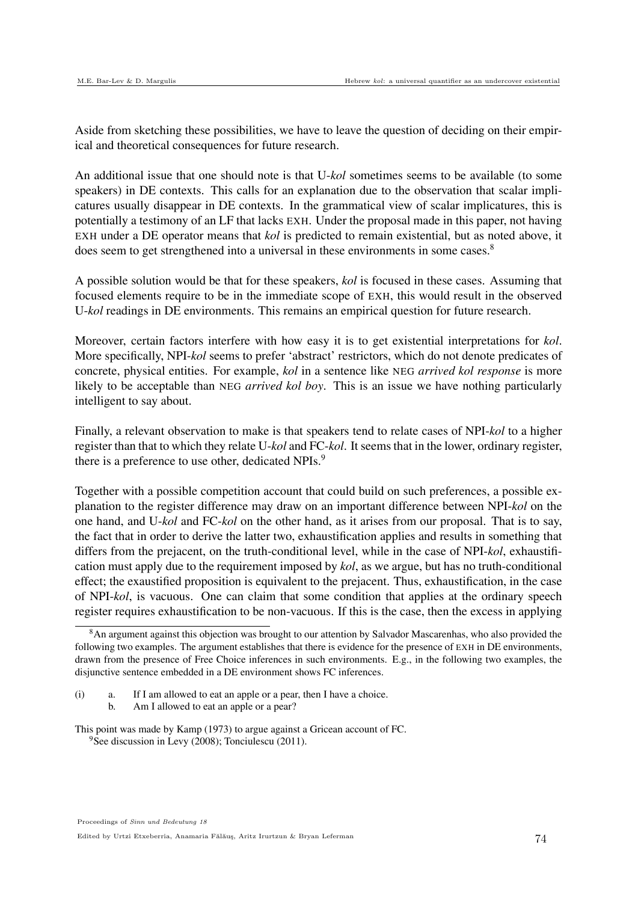Aside from sketching these possibilities, we have to leave the question of deciding on their empirical and theoretical consequences for future research.

An additional issue that one should note is that U-*kol* sometimes seems to be available (to some speakers) in DE contexts. This calls for an explanation due to the observation that scalar implicatures usually disappear in DE contexts. In the grammatical view of scalar implicatures, this is potentially a testimony of an LF that lacks EXH. Under the proposal made in this paper, not having EXH under a DE operator means that *kol* is predicted to remain existential, but as noted above, it does seem to get strengthened into a universal in these environments in some cases.[8]

A possible solution would be that for these speakers, *kol* is focused in these cases. Assuming that focused elements require to be in the immediate scope of EXH, this would result in the observed U-*kol* readings in DE environments. This remains an empirical question for future research.

Moreover, certain factors interfere with how easy it is to get existential interpretations for *kol*. More specifically, NPI-*kol* seems to prefer 'abstract' restrictors, which do not denote predicates of concrete, physical entities. For example, *kol* in a sentence like NEG *arrived kol response* is more likely to be acceptable than NEG *arrived kol boy*. This is an issue we have nothing particularly intelligent to say about.

Finally, a relevant observation to make is that speakers tend to relate cases of NPI-*kol* to a higher register than that to which they relate U-*kol* and FC-*kol*. It seems that in the lower, ordinary register, there is a preference to use other, dedicated NPIs.[9]

Together with a possible competition account that could build on such preferences, a possible explanation to the register difference may draw on an important difference between NPI-*kol* on the one hand, and U-*kol* and FC-*kol* on the other hand, as it arises from our proposal. That is to say, the fact that in order to derive the latter two, exhaustification applies and results in something that differs from the prejacent, on the truth-conditional level, while in the case of NPI-*kol*, exhaustification must apply due to the requirement imposed by *kol*, as we argue, but has no truth-conditional effect; the exaustified proposition is equivalent to the prejacent. Thus, exhaustification, in the case of NPI-*kol*, is vacuous. One can claim that some condition that applies at the ordinary speech register requires exhaustification to be non-vacuous. If this is the case, then the excess in applying

---

[8] An argument against this objection was brought to our attention by Salvador Mascarenhas, who also provided the following two examples. The argument establishes that there is evidence for the presence of EXH in DE environments, drawn from the presence of Free Choice inferences in such environments. E.g., in the following two examples, the disjunctive sentence embedded in a DE environment shows FC inferences.

(i) a. If I am allowed to eat an apple or a pear, then I have a choice.
 b. Am I allowed to eat an apple or a pear?

This point was made by Kamp (1973) to argue against a Gricean account of FC.

[9] See discussion in Levy (2008); Tonciulescu (2011).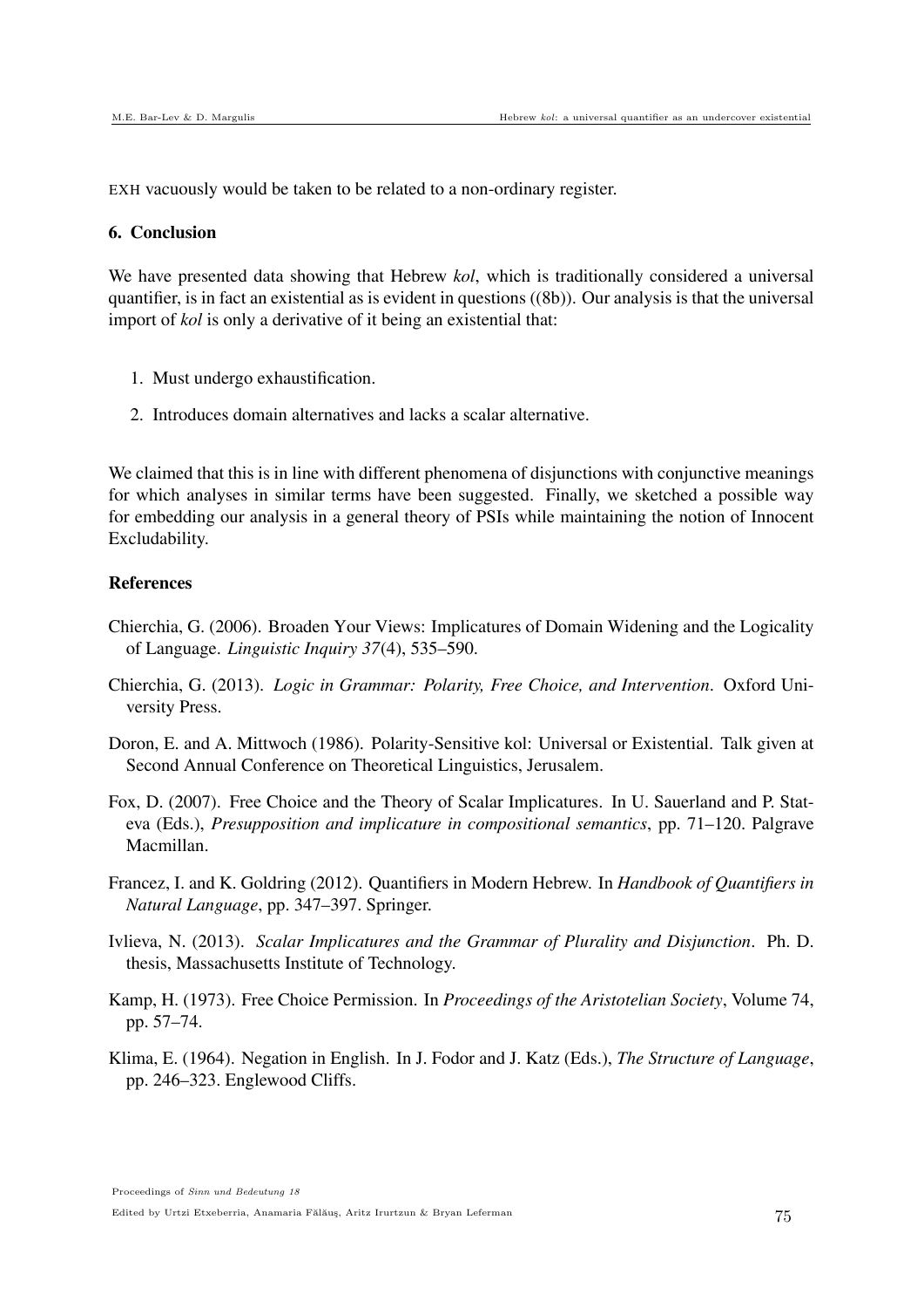EXH vacuously would be taken to be related to a non-ordinary register.

### 6. Conclusion

We have presented data showing that Hebrew *kol*, which is traditionally considered a universal quantifier, is in fact an existential as is evident in questions ((8b)). Our analysis is that the universal import of *kol* is only a derivative of it being an existential that:

1. Must undergo exhaustification.
2. Introduces domain alternatives and lacks a scalar alternative.

We claimed that this is in line with different phenomena of disjunctions with conjunctive meanings for which analyses in similar terms have been suggested. Finally, we sketched a possible way for embedding our analysis in a general theory of PSIs while maintaining the notion of Innocent Excludability.

### References

Chierchia, G. (2006). Broaden Your Views: Implicatures of Domain Widening and the Logicality of Language. *Linguistic Inquiry 37*(4), 535–590.

Chierchia, G. (2013). *Logic in Grammar: Polarity, Free Choice, and Intervention*. Oxford University Press.

Doron, E. and A. Mittwoch (1986). Polarity-Sensitive kol: Universal or Existential. Talk given at Second Annual Conference on Theoretical Linguistics, Jerusalem.

Fox, D. (2007). Free Choice and the Theory of Scalar Implicatures. In U. Sauerland and P. Stateva (Eds.), *Presupposition and implicature in compositional semantics*, pp. 71–120. Palgrave Macmillan.

Francez, I. and K. Goldring (2012). Quantifiers in Modern Hebrew. In *Handbook of Quantifiers in Natural Language*, pp. 347–397. Springer.

Ivlieva, N. (2013). *Scalar Implicatures and the Grammar of Plurality and Disjunction*. Ph. D. thesis, Massachusetts Institute of Technology.

Kamp, H. (1973). Free Choice Permission. In *Proceedings of the Aristotelian Society*, Volume 74, pp. 57–74.

Klima, E. (1964). Negation in English. In J. Fodor and J. Katz (Eds.), *The Structure of Language*, pp. 246–323. Englewood Cliffs.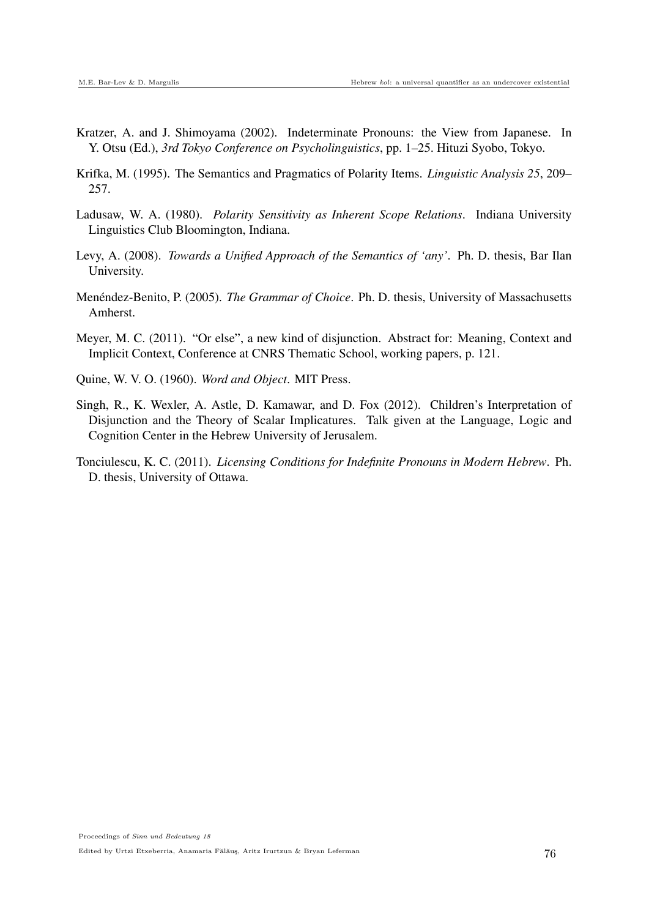Kratzer, A. and J. Shimoyama (2002). Indeterminate Pronouns: the View from Japanese. In Y. Otsu (Ed.), *3rd Tokyo Conference on Psycholinguistics*, pp. 1–25. Hituzi Syobo, Tokyo.

Krifka, M. (1995). The Semantics and Pragmatics of Polarity Items. *Linguistic Analysis 25*, 209–257.

Ladusaw, W. A. (1980). *Polarity Sensitivity as Inherent Scope Relations*. Indiana University Linguistics Club Bloomington, Indiana.

Levy, A. (2008). *Towards a Unified Approach of the Semantics of 'any'*. Ph. D. thesis, Bar Ilan University.

Menéndez-Benito, P. (2005). *The Grammar of Choice*. Ph. D. thesis, University of Massachusetts Amherst.

Meyer, M. C. (2011). "Or else", a new kind of disjunction. Abstract for: Meaning, Context and Implicit Context, Conference at CNRS Thematic School, working papers, p. 121.

Quine, W. V. O. (1960). *Word and Object*. MIT Press.

Singh, R., K. Wexler, A. Astle, D. Kamawar, and D. Fox (2012). Children's Interpretation of Disjunction and the Theory of Scalar Implicatures. Talk given at the Language, Logic and Cognition Center in the Hebrew University of Jerusalem.

Tonciulescu, K. C. (2011). *Licensing Conditions for Indefinite Pronouns in Modern Hebrew*. Ph. D. thesis, University of Ottawa.